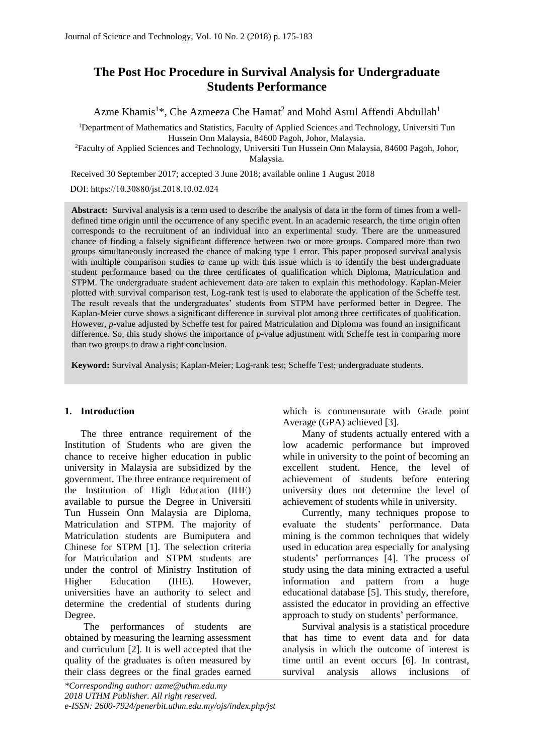# The Post Hoc Procedure in Survival Analysis for Undergraduate Students Performance

Azme Khamis[1]*, Che Azmeeza Che Hamat[2] and Mohd Asrul Affendi Abdullah[1]

[1]Department of Mathematics and Statistics, Faculty of Applied Sciences and Technology, Universiti Tun Hussein Onn Malaysia, 84600 Pagoh, Johor, Malaysia.

[2]Faculty of Applied Sciences and Technology, Universiti Tun Hussein Onn Malaysia, 84600 Pagoh, Johor, Malaysia.

Received 30 September 2017; accepted 3 June 2018; available online 1 August 2018

DOI: https://10.30880/jst.2018.10.02.024

**Abstract:** Survival analysis is a term used to describe the analysis of data in the form of times from a well-defined time origin until the occurrence of any specific event. In an academic research, the time origin often corresponds to the recruitment of an individual into an experimental study. There are the unmeasured chance of finding a falsely significant difference between two or more groups. Compared more than two groups simultaneously increased the chance of making type 1 error. This paper proposed survival analysis with multiple comparison studies to came up with this issue which is to identify the best undergraduate student performance based on the three certificates of qualification which Diploma, Matriculation and STPM. The undergraduate student achievement data are taken to explain this methodology. Kaplan-Meier plotted with survival comparison test, Log-rank test is used to elaborate the application of the Scheffe test. The result reveals that the undergraduates' students from STPM have performed better in Degree. The Kaplan-Meier curve shows a significant difference in survival plot among three certificates of qualification. However, *p*-value adjusted by Scheffe test for paired Matriculation and Diploma was found an insignificant difference. So, this study shows the importance of *p*-value adjustment with Scheffe test in comparing more than two groups to draw a right conclusion.

**Keyword:** Survival Analysis; Kaplan-Meier; Log-rank test; Scheffe Test; undergraduate students.

## 1. Introduction

The three entrance requirement of the Institution of Students who are given the chance to receive higher education in public university in Malaysia are subsidized by the government. The three entrance requirement of the Institution of High Education (IHE) available to pursue the Degree in Universiti Tun Hussein Onn Malaysia are Diploma, Matriculation and STPM. The majority of Matriculation students are Bumiputera and Chinese for STPM [1]. The selection criteria for Matriculation and STPM students are under the control of Ministry Institution of Higher Education (IHE). However, universities have an authority to select and determine the credential of students during Degree.

The performances of students are obtained by measuring the learning assessment and curriculum [2]. It is well accepted that the quality of the graduates is often measured by their class degrees or the final grades earned which is commensurate with Grade point Average (GPA) achieved [3].

Many of students actually entered with a low academic performance but improved while in university to the point of becoming an excellent student. Hence, the level of achievement of students before entering university does not determine the level of achievement of students while in university.

Currently, many techniques propose to evaluate the students' performance. Data mining is the common techniques that widely used in education area especially for analysing students' performances [4]. The process of study using the data mining extracted a useful information and pattern from a huge educational database [5]. This study, therefore, assisted the educator in providing an effective approach to study on students' performance.

Survival analysis is a statistical procedure that has time to event data and for data analysis in which the outcome of interest is time until an event occurs [6]. In contrast, survival analysis allows inclusions of

*\*Corresponding author: azme@uthm.edu.my*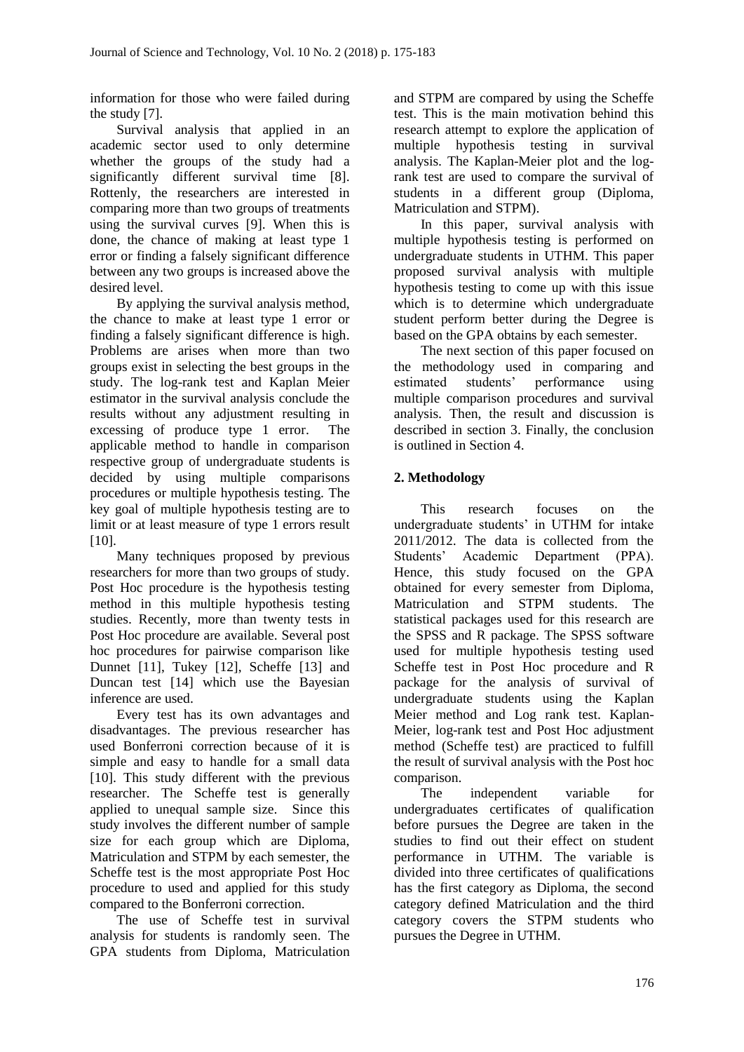information for those who were failed during the study [7].

Survival analysis that applied in an academic sector used to only determine whether the groups of the study had a significantly different survival time [8]. Rottenly, the researchers are interested in comparing more than two groups of treatments using the survival curves [9]. When this is done, the chance of making at least type 1 error or finding a falsely significant difference between any two groups is increased above the desired level.

By applying the survival analysis method, the chance to make at least type 1 error or finding a falsely significant difference is high. Problems are arises when more than two groups exist in selecting the best groups in the study. The log-rank test and Kaplan Meier estimator in the survival analysis conclude the results without any adjustment resulting in excessing of produce type 1 error. The applicable method to handle in comparison respective group of undergraduate students is decided by using multiple comparisons procedures or multiple hypothesis testing. The key goal of multiple hypothesis testing are to limit or at least measure of type 1 errors result [10].

Many techniques proposed by previous researchers for more than two groups of study. Post Hoc procedure is the hypothesis testing method in this multiple hypothesis testing studies. Recently, more than twenty tests in Post Hoc procedure are available. Several post hoc procedures for pairwise comparison like Dunnet [11], Tukey [12], Scheffe [13] and Duncan test [14] which use the Bayesian inference are used.

Every test has its own advantages and disadvantages. The previous researcher has used Bonferroni correction because of it is simple and easy to handle for a small data [10]. This study different with the previous researcher. The Scheffe test is generally applied to unequal sample size. Since this study involves the different number of sample size for each group which are Diploma, Matriculation and STPM by each semester, the Scheffe test is the most appropriate Post Hoc procedure to used and applied for this study compared to the Bonferroni correction.

The use of Scheffe test in survival analysis for students is randomly seen. The GPA students from Diploma, Matriculation and STPM are compared by using the Scheffe test. This is the main motivation behind this research attempt to explore the application of multiple hypothesis testing in survival analysis. The Kaplan-Meier plot and the log-rank test are used to compare the survival of students in a different group (Diploma, Matriculation and STPM).

In this paper, survival analysis with multiple hypothesis testing is performed on undergraduate students in UTHM. This paper proposed survival analysis with multiple hypothesis testing to come up with this issue which is to determine which undergraduate student perform better during the Degree is based on the GPA obtains by each semester.

The next section of this paper focused on the methodology used in comparing and estimated students' performance using multiple comparison procedures and survival analysis. Then, the result and discussion is described in section 3. Finally, the conclusion is outlined in Section 4.

## 2. Methodology

This research focuses on the undergraduate students' in UTHM for intake 2011/2012. The data is collected from the Students' Academic Department (PPA). Hence, this study focused on the GPA obtained for every semester from Diploma, Matriculation and STPM students. The statistical packages used for this research are the SPSS and R package. The SPSS software used for multiple hypothesis testing used Scheffe test in Post Hoc procedure and R package for the analysis of survival of undergraduate students using the Kaplan Meier method and Log rank test. Kaplan-Meier, log-rank test and Post Hoc adjustment method (Scheffe test) are practiced to fulfill the result of survival analysis with the Post hoc comparison.

The independent variable for undergraduates certificates of qualification before pursues the Degree are taken in the studies to find out their effect on student performance in UTHM. The variable is divided into three certificates of qualifications has the first category as Diploma, the second category defined Matriculation and the third category covers the STPM students who pursues the Degree in UTHM.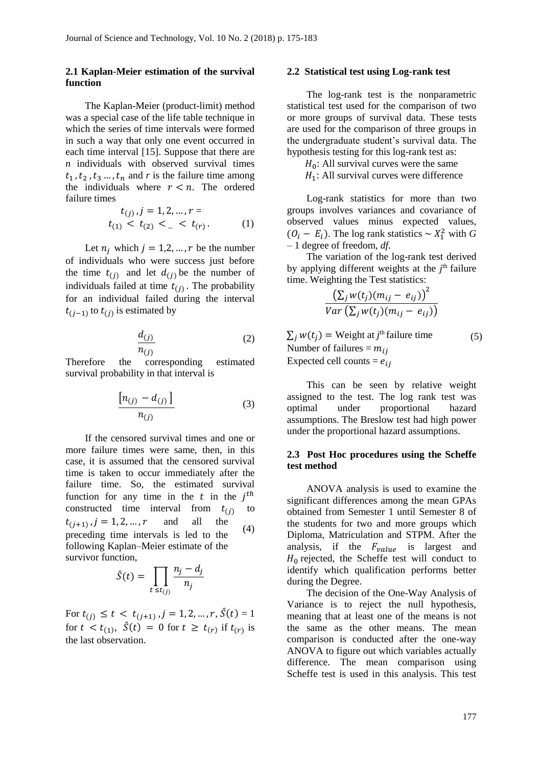### 2.1 Kaplan-Meier estimation of the survival function

The Kaplan-Meier (product-limit) method was a special case of the life table technique in which the series of time intervals were formed in such a way that only one event occurred in each time interval [15]. Suppose that there are $n$ individuals with observed survival times $t_1, t_2, t_3 \ldots, t_n$ and $r$ is the failure time among the individuals where $r < n$. The ordered failure times

$$t_{(j)}, j = 1, 2, \ldots, r = t_{(1)} < t_{(2)} < \ldots < t_{(r)}. \quad (1)$$

Let $n_j$ which $j = 1, 2, \ldots, r$ be the number of individuals who were success just before the time $t_{(j)}$ and let $d_{(j)}$ be the number of individuals failed at time $t_{(j)}$. The probability for an individual failed during the interval $t_{(j-1)}$ to $t_{(j)}$ is estimated by

$$\frac{d_{(j)}}{n_{(j)}} \quad (2)$$

Therefore the corresponding estimated survival probability in that interval is

$$\frac{\left[n_{(j)} - d_{(j)}\right]}{n_{(j)}} \quad (3)$$

If the censored survival times and one or more failure times were same, then, in this case, it is assumed that the censored survival time is taken to occur immediately after the failure time. So, the estimated survival function for any time in the $t$ in the $j^{th}$ constructed time interval from $t_{(j)}$ to $t_{(j+1)}, j = 1, 2, \ldots, r$ and all the preceding time intervals is led to the following Kaplan–Meier estimate of the survivor function, (4)

$$\hat{S}(t) = \prod_{t \leq t_{(j)}} \frac{n_j - d_j}{n_j}$$

For $t_{(j)} \leq t < t_{(j+1)}, j = 1, 2, \ldots, r, \hat{S}(t) = 1$ for $t < t_{(1)}$, $\hat{S}(t) = 0$ for $t \geq t_{(r)}$ if $t_{(r)}$ is the last observation.

### 2.2 Statistical test using Log-rank test

The log-rank test is the nonparametric statistical test used for the comparison of two or more groups of survival data. These tests are used for the comparison of three groups in the undergraduate student's survival data. The hypothesis testing for this log-rank test as:

$H_0$: All survival curves were the same
$H_1$: All survival curves were difference

Log-rank statistics for more than two groups involves variances and covariance of observed values minus expected values, $(O_i - E_i)$. The log rank statistics $\sim X_1^2$ with $G - 1$ degree of freedom, *df.*

The variation of the log-rank test derived by applying different weights at the $j^{th}$ failure time. Weighting the Test statistics:

$$\frac{\left(\sum_j w(t_j)(m_{ij} - e_{ij})\right)^2}{Var\left(\sum_j w(t_j)(m_{ij} - e_{ij})\right)}$$

$\sum_j w(t_j) =$ Weight at $j^{th}$ failure time (5)
Number of failures $= m_{ij}$
Expected cell counts $= e_{ij}$

This can be seen by relative weight assigned to the test. The log rank test was optimal under proportional hazard assumptions. The Breslow test had high power under the proportional hazard assumptions.

### 2.3 Post Hoc procedures using the Scheffe test method

ANOVA analysis is used to examine the significant differences among the mean GPAs obtained from Semester 1 until Semester 8 of the students for two and more groups which Diploma, Matriculation and STPM. After the analysis, if the $F_{value}$ is largest and $H_0$ rejected, the Scheffe test will conduct to identify which qualification performs better during the Degree.

The decision of the One-Way Analysis of Variance is to reject the null hypothesis, meaning that at least one of the means is not the same as the other means. The mean comparison is conducted after the one-way ANOVA to figure out which variables actually difference. The mean comparison using Scheffe test is used in this analysis. This test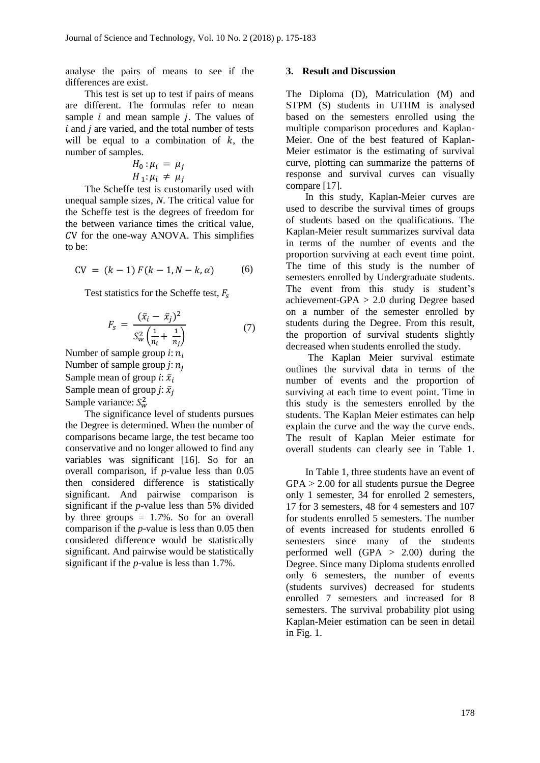analyse the pairs of means to see if the differences are exist.

This test is set up to test if pairs of means are different. The formulas refer to mean sample $i$ and mean sample $j$. The values of $i$ and $j$ are varied, and the total number of tests will be equal to a combination of $k$, the number of samples.

$$H_0: \mu_i = \mu_j$$
$$H_1: \mu_i \neq \mu_j$$

The Scheffe test is customarily used with unequal sample sizes, *N*. The critical value for the Scheffe test is the degrees of freedom for the between variance times the critical value, $CV$ for the one-way ANOVA. This simplifies to be:

$$\text{CV} = (k-1)\,F(k-1, N-k, \alpha) \tag{6}$$

Test statistics for the Scheffe test, $F_s$

$$F_s = \frac{(\bar{x}_i - \bar{x}_j)^2}{S_w^2\left(\frac{1}{n_i} + \frac{1}{n_j}\right)} \tag{7}$$

Number of sample group *i*: $n_i$
Number of sample group *j*: $n_j$
Sample mean of group *i*: $\bar{x}_i$
Sample mean of group *j*: $\bar{x}_j$
Sample variance: $S_w^2$

The significance level of students pursues the Degree is determined. When the number of comparisons became large, the test became too conservative and no longer allowed to find any variables was significant [16]. So for an overall comparison, if *p*-value less than 0.05 then considered difference is statistically significant. And pairwise comparison is significant if the *p*-value less than 5% divided by three groups = 1.7%. So for an overall comparison if the *p*-value is less than 0.05 then considered difference would be statistically significant. And pairwise would be statistically significant if the *p*-value is less than 1.7%.

## 3. Result and Discussion

The Diploma (D), Matriculation (M) and STPM (S) students in UTHM is analysed based on the semesters enrolled using the multiple comparison procedures and Kaplan-Meier. One of the best featured of Kaplan-Meier estimator is the estimating of survival curve, plotting can summarize the patterns of response and survival curves can visually compare [17].

In this study, Kaplan-Meier curves are used to describe the survival times of groups of students based on the qualifications. The Kaplan-Meier result summarizes survival data in terms of the number of events and the proportion surviving at each event time point. The time of this study is the number of semesters enrolled by Undergraduate students. The event from this study is student's achievement-GPA > 2.0 during Degree based on a number of the semester enrolled by students during the Degree. From this result, the proportion of survival students slightly decreased when students enrolled the study.

The Kaplan Meier survival estimate outlines the survival data in terms of the number of events and the proportion of surviving at each time to event point. Time in this study is the semesters enrolled by the students. The Kaplan Meier estimates can help explain the curve and the way the curve ends. The result of Kaplan Meier estimate for overall students can clearly see in Table 1.

In Table 1, three students have an event of GPA > 2.00 for all students pursue the Degree only 1 semester, 34 for enrolled 2 semesters, 17 for 3 semesters, 48 for 4 semesters and 107 for students enrolled 5 semesters. The number of events increased for students enrolled 6 semesters since many of the students performed well (GPA > 2.00) during the Degree. Since many Diploma students enrolled only 6 semesters, the number of events (students survives) decreased for students enrolled 7 semesters and increased for 8 semesters. The survival probability plot using Kaplan-Meier estimation can be seen in detail in Fig. 1.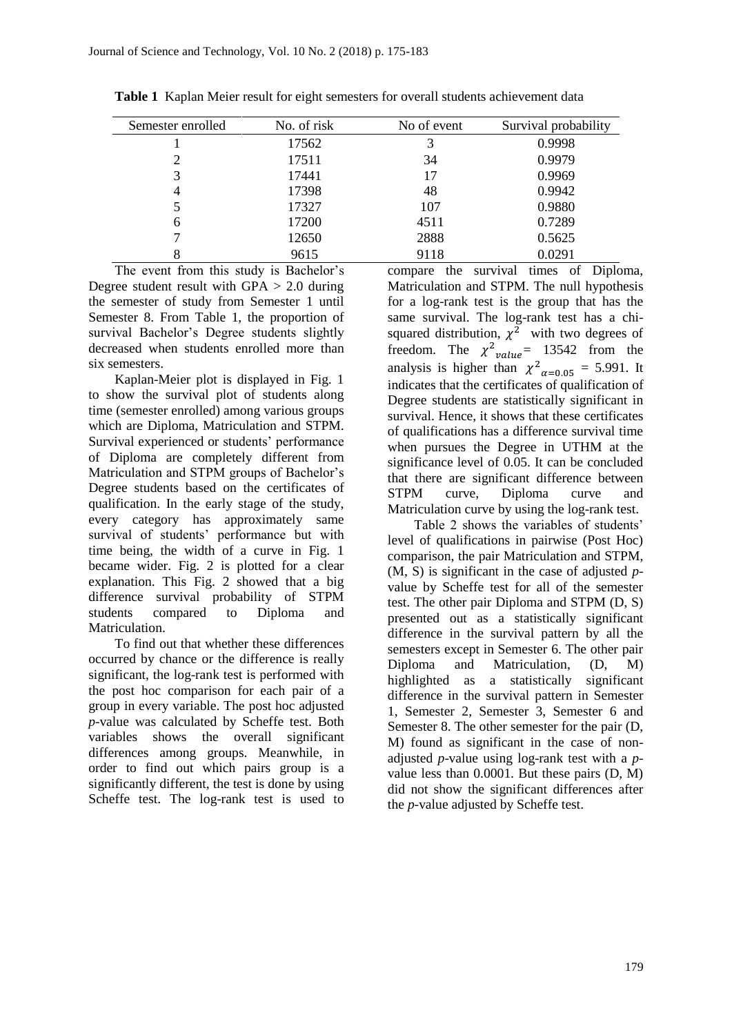**Table 1** Kaplan Meier result for eight semesters for overall students achievement data

| Semester enrolled | No. of risk | No of event | Survival probability |
|---|---|---|---|
| 1 | 17562 | 3 | 0.9998 |
| 2 | 17511 | 34 | 0.9979 |
| 3 | 17441 | 17 | 0.9969 |
| 4 | 17398 | 48 | 0.9942 |
| 5 | 17327 | 107 | 0.9880 |
| 6 | 17200 | 4511 | 0.7289 |
| 7 | 12650 | 2888 | 0.5625 |
| 8 | 9615 | 9118 | 0.0291 |

The event from this study is Bachelor's Degree student result with GPA > 2.0 during the semester of study from Semester 1 until Semester 8. From Table 1, the proportion of survival Bachelor's Degree students slightly decreased when students enrolled more than six semesters.

Kaplan-Meier plot is displayed in Fig. 1 to show the survival plot of students along time (semester enrolled) among various groups which are Diploma, Matriculation and STPM. Survival experienced or students' performance of Diploma are completely different from Matriculation and STPM groups of Bachelor's Degree students based on the certificates of qualification. In the early stage of the study, every category has approximately same survival of students' performance but with time being, the width of a curve in Fig. 1 became wider. Fig. 2 is plotted for a clear explanation. This Fig. 2 showed that a big difference survival probability of STPM students compared to Diploma and Matriculation.

To find out that whether these differences occurred by chance or the difference is really significant, the log-rank test is performed with the post hoc comparison for each pair of a group in every variable. The post hoc adjusted *p*-value was calculated by Scheffe test. Both variables shows the overall significant differences among groups. Meanwhile, in order to find out which pairs group is a significantly different, the test is done by using Scheffe test. The log-rank test is used to compare the survival times of Diploma, Matriculation and STPM. The null hypothesis for a log-rank test is the group that has the same survival. The log-rank test has a chi-squared distribution, $\chi^2$ with two degrees of freedom. The ${\chi^2}_{value}$ = 13542 from the analysis is higher than ${\chi^2}_{\alpha=0.05}$ = 5.991. It indicates that the certificates of qualification of Degree students are statistically significant in survival. Hence, it shows that these certificates of qualifications has a difference survival time when pursues the Degree in UTHM at the significance level of 0.05. It can be concluded that there are significant difference between STPM curve, Diploma curve and Matriculation curve by using the log-rank test.

Table 2 shows the variables of students' level of qualifications in pairwise (Post Hoc) comparison, the pair Matriculation and STPM, (M, S) is significant in the case of adjusted *p*-value by Scheffe test for all of the semester test. The other pair Diploma and STPM (D, S) presented out as a statistically significant difference in the survival pattern by all the semesters except in Semester 6. The other pair Diploma and Matriculation, (D, M) highlighted as a statistically significant difference in the survival pattern in Semester 1, Semester 2, Semester 3, Semester 6 and Semester 8. The other semester for the pair (D, M) found as significant in the case of non-adjusted *p*-value using log-rank test with a *p*-value less than 0.0001. But these pairs (D, M) did not show the significant differences after the *p*-value adjusted by Scheffe test.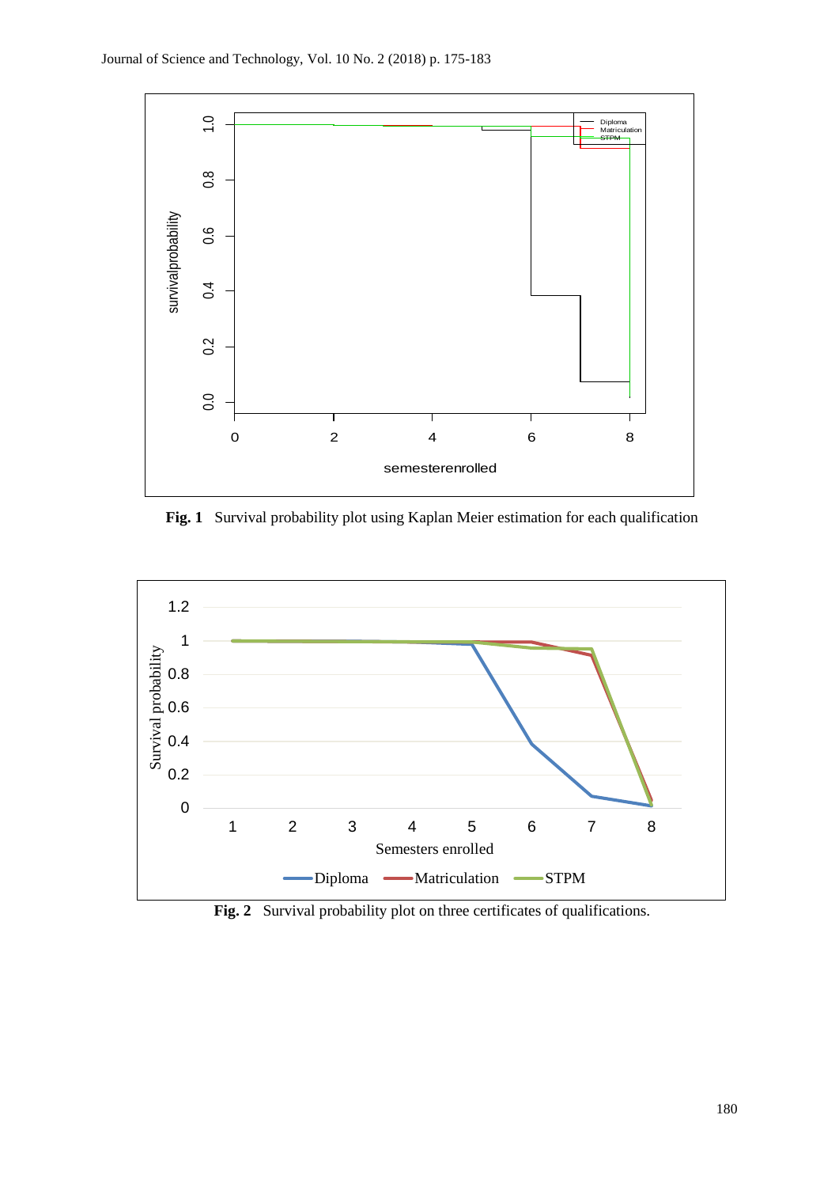**Fig. 1** Survival probability plot using Kaplan Meier estimation for each qualification

**Fig. 2** Survival probability plot on three certificates of qualifications.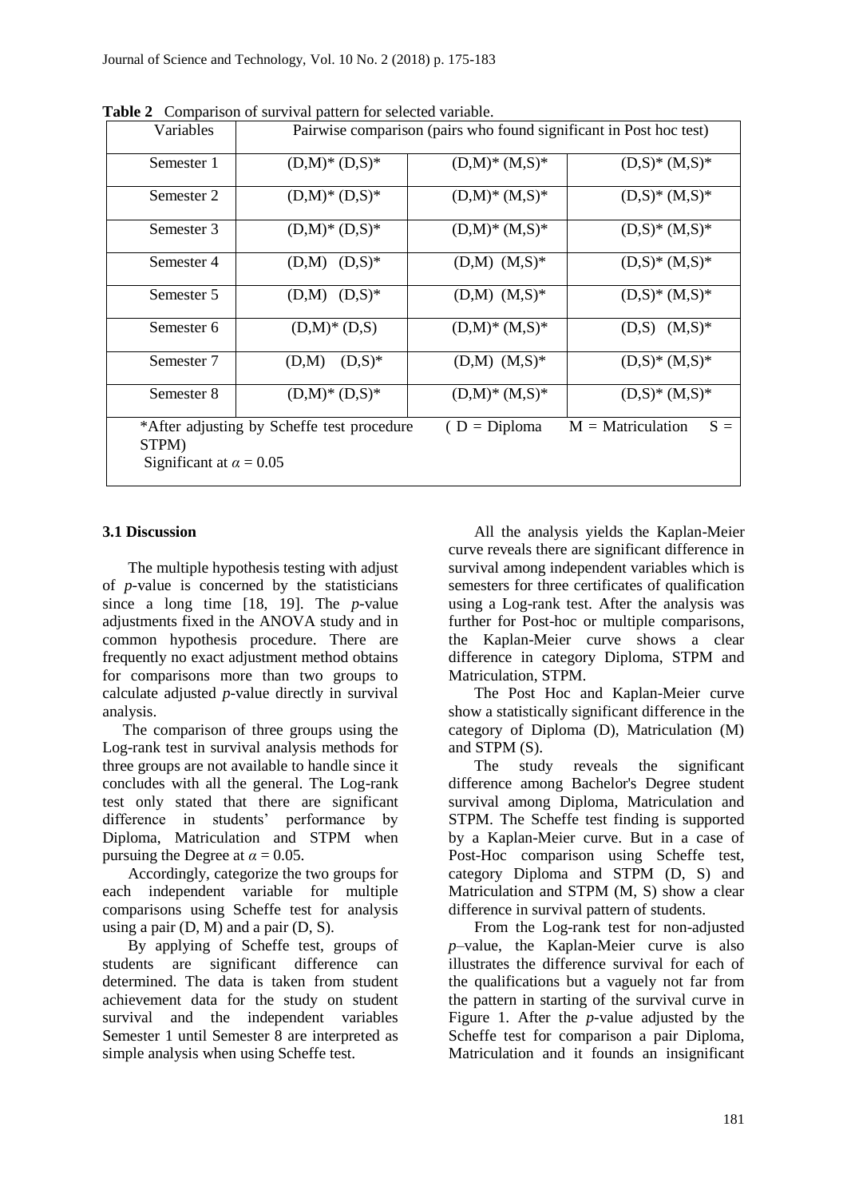**Table 2** Comparison of survival pattern for selected variable.

| Variables | Pairwise comparison (pairs who found significant in Post hoc test) | | |
|---|---|---|---|
| Semester 1 | (D,M)* (D,S)* | (D,M)* (M,S)* | (D,S)* (M,S)* |
| Semester 2 | (D,M)* (D,S)* | (D,M)* (M,S)* | (D,S)* (M,S)* |
| Semester 3 | (D,M)* (D,S)* | (D,M)* (M,S)* | (D,S)* (M,S)* |
| Semester 4 | (D,M) (D,S)* | (D,M) (M,S)* | (D,S)* (M,S)* |
| Semester 5 | (D,M) (D,S)* | (D,M) (M,S)* | (D,S)* (M,S)* |
| Semester 6 | (D,M)* (D,S) | (D,M)* (M,S)* | (D,S) (M,S)* |
| Semester 7 | (D,M) (D,S)* | (D,M) (M,S)* | (D,S)* (M,S)* |
| Semester 8 | (D,M)* (D,S)* | (D,M)* (M,S)* | (D,S)* (M,S)* |

*After adjusting by Scheffe test procedure ( D = Diploma M = Matriculation S = STPM)
Significant at $\alpha = 0.05$

### 3.1 Discussion

The multiple hypothesis testing with adjust of *p*-value is concerned by the statisticians since a long time [18, 19]. The *p*-value adjustments fixed in the ANOVA study and in common hypothesis procedure. There are frequently no exact adjustment method obtains for comparisons more than two groups to calculate adjusted *p*-value directly in survival analysis.

The comparison of three groups using the Log-rank test in survival analysis methods for three groups are not available to handle since it concludes with all the general. The Log-rank test only stated that there are significant difference in students' performance by Diploma, Matriculation and STPM when pursuing the Degree at $\alpha = 0.05$.

Accordingly, categorize the two groups for each independent variable for multiple comparisons using Scheffe test for analysis using a pair (D, M) and a pair (D, S).

By applying of Scheffe test, groups of students are significant difference can determined. The data is taken from student achievement data for the study on student survival and the independent variables Semester 1 until Semester 8 are interpreted as simple analysis when using Scheffe test.

All the analysis yields the Kaplan-Meier curve reveals there are significant difference in survival among independent variables which is semesters for three certificates of qualification using a Log-rank test. After the analysis was further for Post-hoc or multiple comparisons, the Kaplan-Meier curve shows a clear difference in category Diploma, STPM and Matriculation, STPM.

The Post Hoc and Kaplan-Meier curve show a statistically significant difference in the category of Diploma (D), Matriculation (M) and STPM (S).

The study reveals the significant difference among Bachelor's Degree student survival among Diploma, Matriculation and STPM. The Scheffe test finding is supported by a Kaplan-Meier curve. But in a case of Post-Hoc comparison using Scheffe test, category Diploma and STPM (D, S) and Matriculation and STPM (M, S) show a clear difference in survival pattern of students.

From the Log-rank test for non-adjusted *p*–value, the Kaplan-Meier curve is also illustrates the difference survival for each of the qualifications but a vaguely not far from the pattern in starting of the survival curve in Figure 1. After the *p*-value adjusted by the Scheffe test for comparison a pair Diploma, Matriculation and it founds an insignificant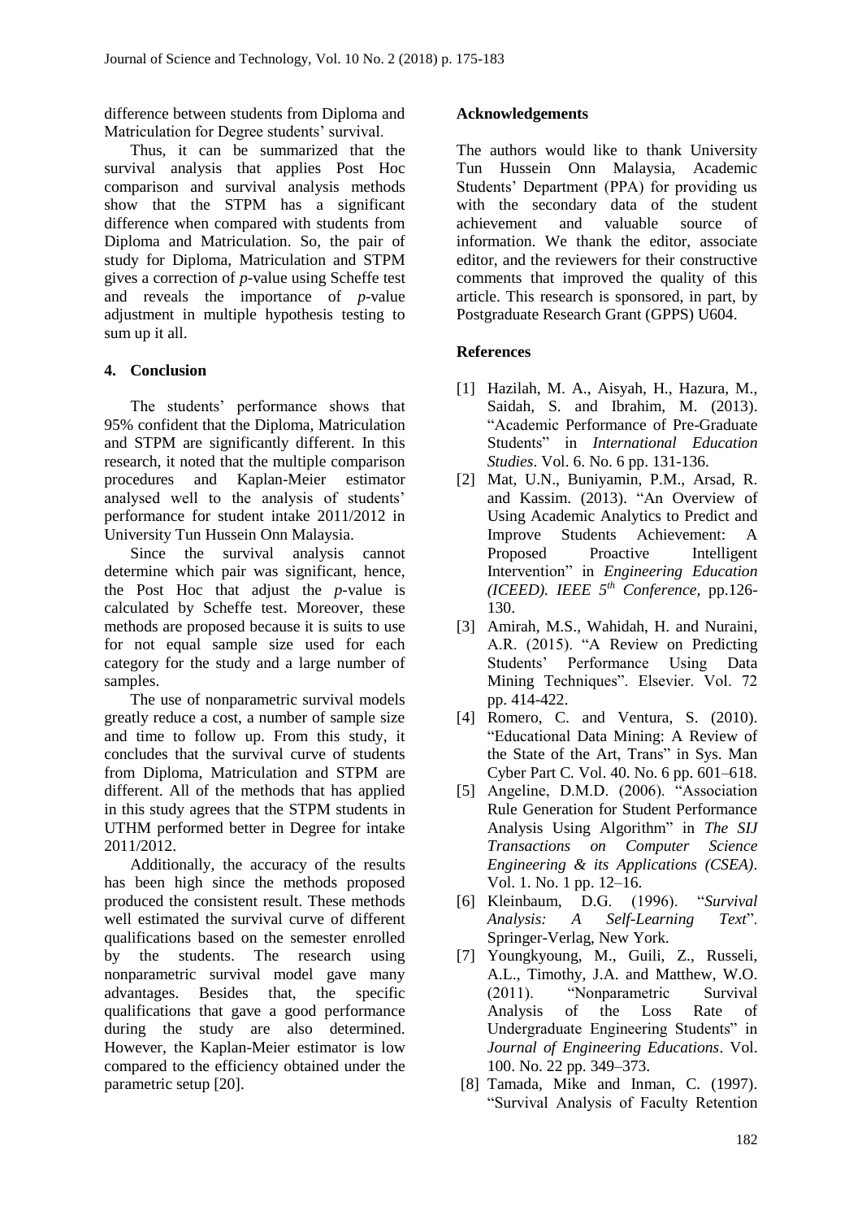difference between students from Diploma and Matriculation for Degree students' survival.

Thus, it can be summarized that the survival analysis that applies Post Hoc comparison and survival analysis methods show that the STPM has a significant difference when compared with students from Diploma and Matriculation. So, the pair of study for Diploma, Matriculation and STPM gives a correction of *p*-value using Scheffe test and reveals the importance of *p*-value adjustment in multiple hypothesis testing to sum up it all.

## 4. Conclusion

The students' performance shows that 95% confident that the Diploma, Matriculation and STPM are significantly different. In this research, it noted that the multiple comparison procedures and Kaplan-Meier estimator analysed well to the analysis of students' performance for student intake 2011/2012 in University Tun Hussein Onn Malaysia.

Since the survival analysis cannot determine which pair was significant, hence, the Post Hoc that adjust the *p*-value is calculated by Scheffe test. Moreover, these methods are proposed because it is suits to use for not equal sample size used for each category for the study and a large number of samples.

The use of nonparametric survival models greatly reduce a cost, a number of sample size and time to follow up. From this study, it concludes that the survival curve of students from Diploma, Matriculation and STPM are different. All of the methods that has applied in this study agrees that the STPM students in UTHM performed better in Degree for intake 2011/2012.

Additionally, the accuracy of the results has been high since the methods proposed produced the consistent result. These methods well estimated the survival curve of different qualifications based on the semester enrolled by the students. The research using nonparametric survival model gave many advantages. Besides that, the specific qualifications that gave a good performance during the study are also determined. However, the Kaplan-Meier estimator is low compared to the efficiency obtained under the parametric setup [20].

## Acknowledgements

The authors would like to thank University Tun Hussein Onn Malaysia, Academic Students' Department (PPA) for providing us with the secondary data of the student achievement and valuable source of information. We thank the editor, associate editor, and the reviewers for their constructive comments that improved the quality of this article. This research is sponsored, in part, by Postgraduate Research Grant (GPPS) U604.

## References

[1] Hazilah, M. A., Aisyah, H., Hazura, M., Saidah, S. and Ibrahim, M. (2013). "Academic Performance of Pre-Graduate Students" in *International Education Studies*. Vol. 6. No. 6 pp. 131-136.

[2] Mat, U.N., Buniyamin, P.M., Arsad, R. and Kassim. (2013). "An Overview of Using Academic Analytics to Predict and Improve Students Achievement: A Proposed Proactive Intelligent Intervention" in *Engineering Education (ICEED). IEEE 5th Conference*, pp.126-130.

[3] Amirah, M.S., Wahidah, H. and Nuraini, A.R. (2015). "A Review on Predicting Students' Performance Using Data Mining Techniques". Elsevier. Vol. 72 pp. 414-422.

[4] Romero, C. and Ventura, S. (2010). "Educational Data Mining: A Review of the State of the Art, Trans" in Sys. Man Cyber Part C. Vol. 40. No. 6 pp. 601–618.

[5] Angeline, D.M.D. (2006). "Association Rule Generation for Student Performance Analysis Using Algorithm" in *The SIJ Transactions on Computer Science Engineering & its Applications (CSEA)*. Vol. 1. No. 1 pp. 12–16.

[6] Kleinbaum, D.G. (1996). "*Survival Analysis: A Self-Learning Text*". Springer-Verlag, New York.

[7] Youngkyoung, M., Guili, Z., Russeli, A.L., Timothy, J.A. and Matthew, W.O. (2011). "Nonparametric Survival Analysis of the Loss Rate of Undergraduate Engineering Students" in *Journal of Engineering Educations*. Vol. 100. No. 22 pp. 349–373.

[8] Tamada, Mike and Inman, C. (1997). "Survival Analysis of Faculty Retention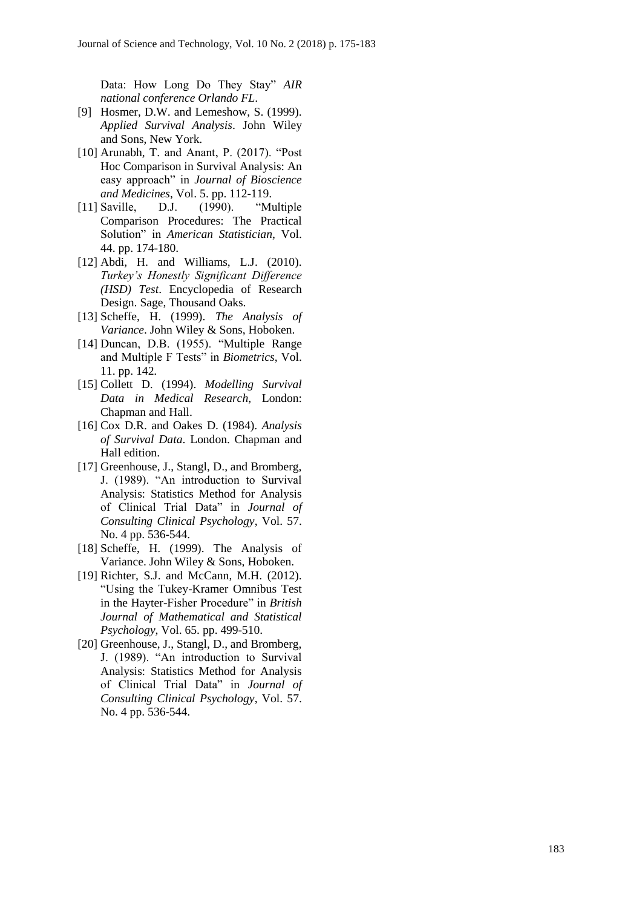Data: How Long Do They Stay" *AIR national conference Orlando FL*.

[9] Hosmer, D.W. and Lemeshow, S. (1999). *Applied Survival Analysis*. John Wiley and Sons, New York.

[10] Arunabh, T. and Anant, P. (2017). "Post Hoc Comparison in Survival Analysis: An easy approach" in *Journal of Bioscience and Medicines*, Vol. 5. pp. 112-119.

[11] Saville, D.J. (1990). "Multiple Comparison Procedures: The Practical Solution" in *American Statistician*, Vol. 44. pp. 174-180.

[12] Abdi, H. and Williams, L.J. (2010). *Turkey's Honestly Significant Difference (HSD) Test*. Encyclopedia of Research Design. Sage, Thousand Oaks.

[13] Scheffe, H. (1999). *The Analysis of Variance*. John Wiley & Sons, Hoboken.

[14] Duncan, D.B. (1955). "Multiple Range and Multiple F Tests" in *Biometrics*, Vol. 11. pp. 142.

[15] Collett D. (1994). *Modelling Survival Data in Medical Research*, London: Chapman and Hall.

[16] Cox D.R. and Oakes D. (1984). *Analysis of Survival Data*. London. Chapman and Hall edition.

[17] Greenhouse, J., Stangl, D., and Bromberg, J. (1989). "An introduction to Survival Analysis: Statistics Method for Analysis of Clinical Trial Data" in *Journal of Consulting Clinical Psychology*, Vol. 57. No. 4 pp. 536-544.

[18] Scheffe, H. (1999). The Analysis of Variance. John Wiley & Sons, Hoboken.

[19] Richter, S.J. and McCann, M.H. (2012). "Using the Tukey-Kramer Omnibus Test in the Hayter-Fisher Procedure" in *British Journal of Mathematical and Statistical Psychology*, Vol. 65. pp. 499-510.

[20] Greenhouse, J., Stangl, D., and Bromberg, J. (1989). "An introduction to Survival Analysis: Statistics Method for Analysis of Clinical Trial Data" in *Journal of Consulting Clinical Psychology*, Vol. 57. No. 4 pp. 536-544.